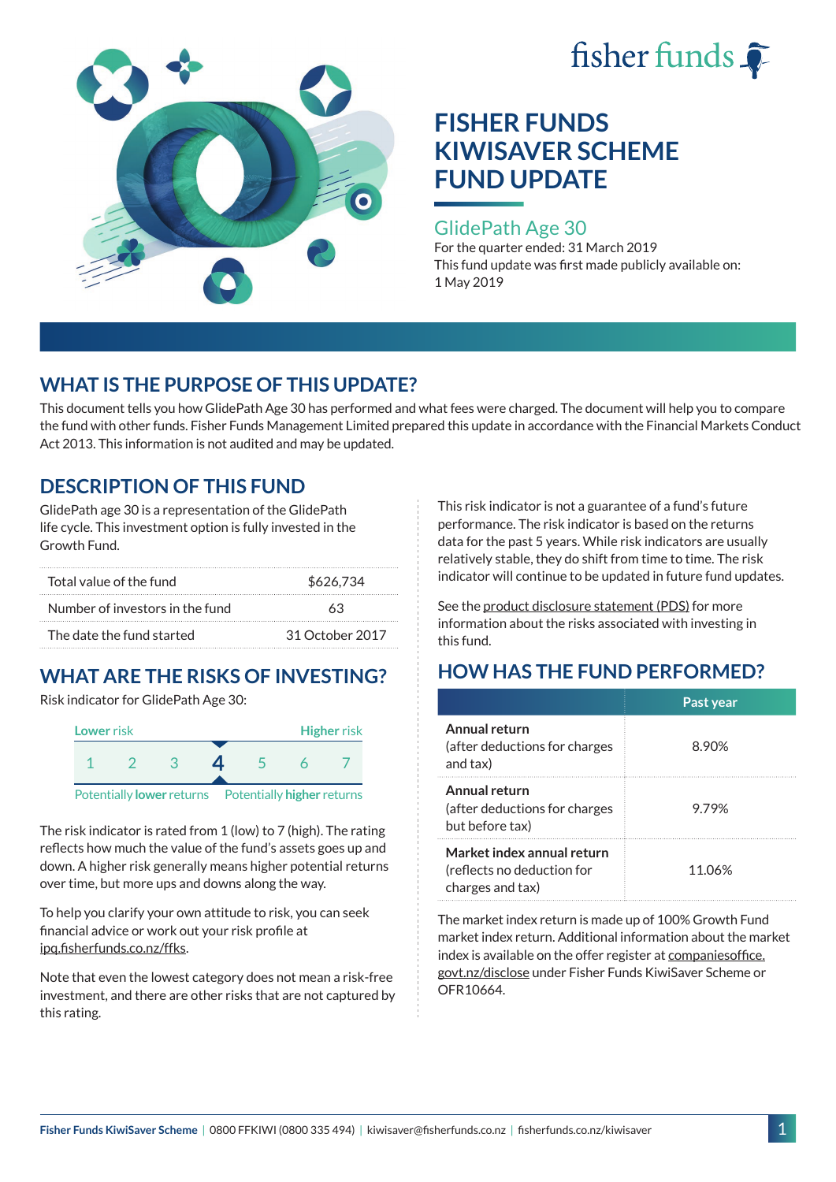# FISHER FUNDS KIWISAVER SCHEME FUND UPDATE

## GlidePath Age 30

For the quarter ended: 31 March 2019

This fund update was first made publicly available on: 1 May 2019

## WHAT IS THE PURPOSE OF THIS UPDATE?

This document tells you how GlidePath Age 30 has performed and what fees were charged. The document will help you to compare the fund with other funds. Fisher Funds Management Limited prepared this update in accordance with the Financial Markets Conduct Act 2013. This information is not audited and may be updated.

## DESCRIPTION OF THIS FUND

GlidePath age 30 is a representation of the GlidePath life cycle. This investment option is fully invested in the Growth Fund.

| | |
|---|---|
| Total value of the fund | $626,734 |
| Number of investors in the fund | 63 |
| The date the fund started | 31 October 2017 |

## WHAT ARE THE RISKS OF INVESTING?

Risk indicator for GlidePath Age 30:

Lower risk — Higher risk

1 2 3 **4** 5 6 7

Potentially **lower** returns — Potentially **higher** returns

The risk indicator is rated from 1 (low) to 7 (high). The rating reflects how much the value of the fund's assets goes up and down. A higher risk generally means higher potential returns over time, but more ups and downs along the way.

To help you clarify your own attitude to risk, you can seek financial advice or work out your risk profile at ipq.fisherfunds.co.nz/ffks.

Note that even the lowest category does not mean a risk-free investment, and there are other risks that are not captured by this rating.

This risk indicator is not a guarantee of a fund's future performance. The risk indicator is based on the returns data for the past 5 years. While risk indicators are usually relatively stable, they do shift from time to time. The risk indicator will continue to be updated in future fund updates.

See the product disclosure statement (PDS) for more information about the risks associated with investing in this fund.

## HOW HAS THE FUND PERFORMED?

| | Past year |
|---|---|
| **Annual return** (after deductions for charges and tax) | 8.90% |
| **Annual return** (after deductions for charges but before tax) | 9.79% |
| **Market index annual return** (reflects no deduction for charges and tax) | 11.06% |

The market index return is made up of 100% Growth Fund market index return. Additional information about the market index is available on the offer register at companiesoffice.govt.nz/disclose under Fisher Funds KiwiSaver Scheme or OFR10664.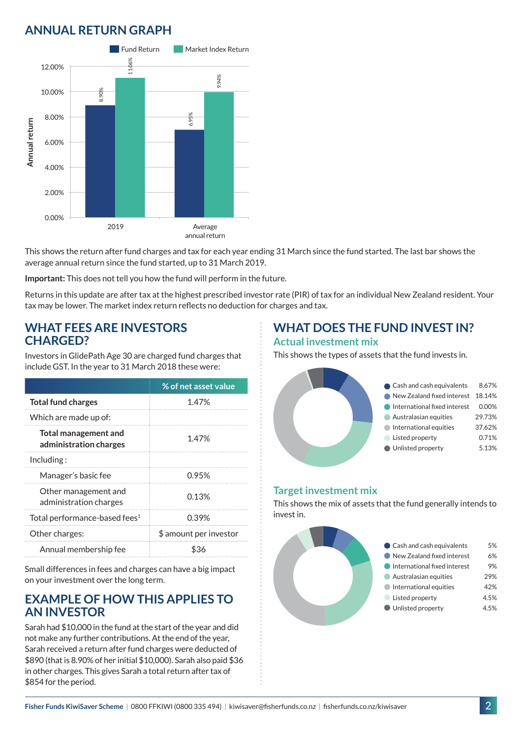## ANNUAL RETURN GRAPH

| | Fund Return | Market Index Return |
|---|---|---|
| 2019 | 8.90% | 11.06% |
| Average annual return | 6.95% | 9.94% |

This shows the return after fund charges and tax for each year ending 31 March since the fund started. The last bar shows the average annual return since the fund started, up to 31 March 2019.

**Important:** This does not tell you how the fund will perform in the future.

Returns in this update are after tax at the highest prescribed investor rate (PIR) of tax for an individual New Zealand resident. Your tax may be lower. The market index return reflects no deduction for charges and tax.

## WHAT FEES ARE INVESTORS CHARGED?

Investors in GlidePath Age 30 are charged fund charges that include GST. In the year to 31 March 2018 these were:

| | % of net asset value |
|---|---|
| **Total fund charges** | 1.47% |
| Which are made up of: | |
| **Total management and administration charges** | 1.47% |
| Including : | |
| Manager's basic fee | 0.95% |
| Other management and administration charges | 0.13% |
| Total performance-based fees[1] | 0.39% |
| Other charges: | $ amount per investor |
| Annual membership fee | $36 |

Small differences in fees and charges can have a big impact on your investment over the long term.

## EXAMPLE OF HOW THIS APPLIES TO AN INVESTOR

Sarah had $10,000 in the fund at the start of the year and did not make any further contributions. At the end of the year, Sarah received a return after fund charges were deducted of $890 (that is 8.90% of her initial $10,000). Sarah also paid $36 in other charges. This gives Sarah a total return after tax of $854 for the period.

## WHAT DOES THE FUND INVEST IN?

### Actual investment mix

This shows the types of assets that the fund invests in.

| Asset | % |
|---|---|
| Cash and cash equivalents | 8.67% |
| New Zealand fixed interest | 18.14% |
| International fixed interest | 0.00% |
| Australasian equities | 29.73% |
| International equities | 37.62% |
| Listed property | 0.71% |
| Unlisted property | 5.13% |

### Target investment mix

This shows the mix of assets that the fund generally intends to invest in.

| Asset | % |
|---|---|
| Cash and cash equivalents | 5% |
| New Zealand fixed interest | 6% |
| International fixed interest | 9% |
| Australasian equities | 29% |
| International equities | 42% |
| Listed property | 4.5% |
| Unlisted property | 4.5% |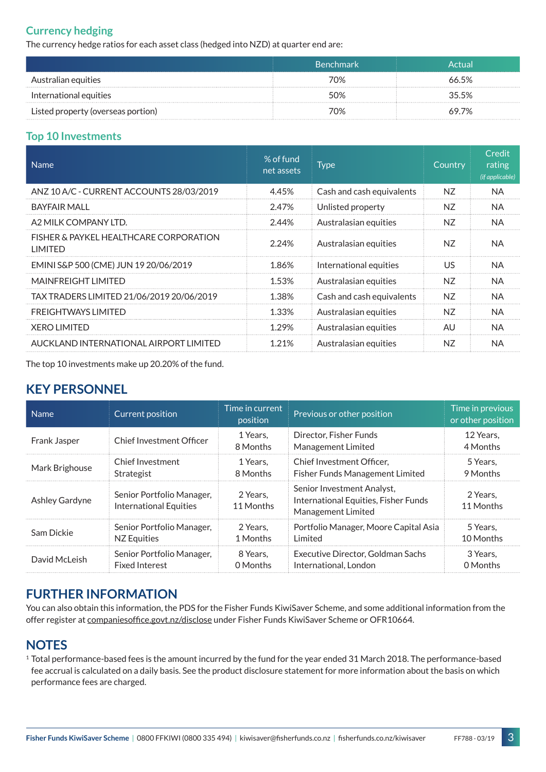## Currency hedging

The currency hedge ratios for each asset class (hedged into NZD) at quarter end are:

| | Benchmark | Actual |
|---|---|---|
| Australian equities | 70% | 66.5% |
| International equities | 50% | 35.5% |
| Listed property (overseas portion) | 70% | 69.7% |

## Top 10 Investments

| Name | % of fund net assets | Type | Country | Credit rating *(if applicable)* |
|---|---|---|---|---|
| ANZ 10 A/C - CURRENT ACCOUNTS 28/03/2019 | 4.45% | Cash and cash equivalents | NZ | NA |
| BAYFAIR MALL | 2.47% | Unlisted property | NZ | NA |
| A2 MILK COMPANY LTD. | 2.44% | Australasian equities | NZ | NA |
| FISHER & PAYKEL HEALTHCARE CORPORATION LIMITED | 2.24% | Australasian equities | NZ | NA |
| EMINI S&P 500 (CME) JUN 19 20/06/2019 | 1.86% | International equities | US | NA |
| MAINFREIGHT LIMITED | 1.53% | Australasian equities | NZ | NA |
| TAX TRADERS LIMITED 21/06/2019 20/06/2019 | 1.38% | Cash and cash equivalents | NZ | NA |
| FREIGHTWAYS LIMITED | 1.33% | Australasian equities | NZ | NA |
| XERO LIMITED | 1.29% | Australasian equities | AU | NA |
| AUCKLAND INTERNATIONAL AIRPORT LIMITED | 1.21% | Australasian equities | NZ | NA |

The top 10 investments make up 20.20% of the fund.

# KEY PERSONNEL

| Name | Current position | Time in current position | Previous or other position | Time in previous or other position |
|---|---|---|---|---|
| Frank Jasper | Chief Investment Officer | 1 Years, 8 Months | Director, Fisher Funds Management Limited | 12 Years, 4 Months |
| Mark Brighouse | Chief Investment Strategist | 1 Years, 8 Months | Chief Investment Officer, Fisher Funds Management Limited | 5 Years, 9 Months |
| Ashley Gardyne | Senior Portfolio Manager, International Equities | 2 Years, 11 Months | Senior Investment Analyst, International Equities, Fisher Funds Management Limited | 2 Years, 11 Months |
| Sam Dickie | Senior Portfolio Manager, NZ Equities | 2 Years, 1 Months | Portfolio Manager, Moore Capital Asia Limited | 5 Years, 10 Months |
| David McLeish | Senior Portfolio Manager, Fixed Interest | 8 Years, 0 Months | Executive Director, Goldman Sachs International, London | 3 Years, 0 Months |

# FURTHER INFORMATION

You can also obtain this information, the PDS for the Fisher Funds KiwiSaver Scheme, and some additional information from the offer register at companiesoffice.govt.nz/disclose under Fisher Funds KiwiSaver Scheme or OFR10664.

# NOTES

[1] Total performance-based fees is the amount incurred by the fund for the year ended 31 March 2018. The performance-based fee accrual is calculated on a daily basis. See the product disclosure statement for more information about the basis on which performance fees are charged.